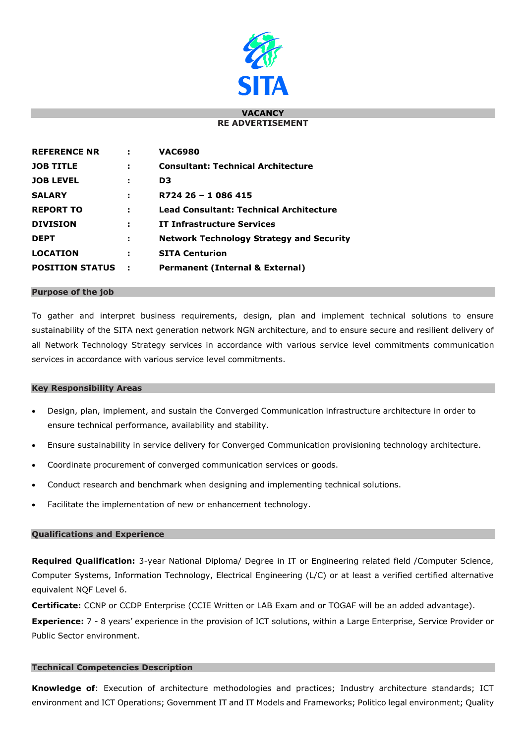SITA

## VACANCY
## RE ADVERTISEMENT

| | | |
|---|---|---|
| **REFERENCE NR** | **:** | **VAC6980** |
| **JOB TITLE** | **:** | **Consultant: Technical Architecture** |
| **JOB LEVEL** | **:** | **D3** |
| **SALARY** | **:** | **R724 26 – 1 086 415** |
| **REPORT TO** | **:** | **Lead Consultant: Technical Architecture** |
| **DIVISION** | **:** | **IT Infrastructure Services** |
| **DEPT** | **:** | **Network Technology Strategy and Security** |
| **LOCATION** | **:** | **SITA Centurion** |
| **POSITION STATUS** | **:** | **Permanent (Internal & External)** |

### Purpose of the job

To gather and interpret business requirements, design, plan and implement technical solutions to ensure sustainability of the SITA next generation network NGN architecture, and to ensure secure and resilient delivery of all Network Technology Strategy services in accordance with various service level commitments communication services in accordance with various service level commitments.

### Key Responsibility Areas

- Design, plan, implement, and sustain the Converged Communication infrastructure architecture in order to ensure technical performance, availability and stability.
- Ensure sustainability in service delivery for Converged Communication provisioning technology architecture.
- Coordinate procurement of converged communication services or goods.
- Conduct research and benchmark when designing and implementing technical solutions.
- Facilitate the implementation of new or enhancement technology.

### Qualifications and Experience

**Required Qualification:** 3-year National Diploma/ Degree in IT or Engineering related field /Computer Science, Computer Systems, Information Technology, Electrical Engineering (L/C) or at least a verified certified alternative equivalent NQF Level 6.

**Certificate:** CCNP or CCDP Enterprise (CCIE Written or LAB Exam and or TOGAF will be an added advantage).

**Experience:** 7 - 8 years' experience in the provision of ICT solutions, within a Large Enterprise, Service Provider or Public Sector environment.

### Technical Competencies Description

**Knowledge of**: Execution of architecture methodologies and practices; Industry architecture standards; ICT environment and ICT Operations; Government IT and IT Models and Frameworks; Politico legal environment; Quality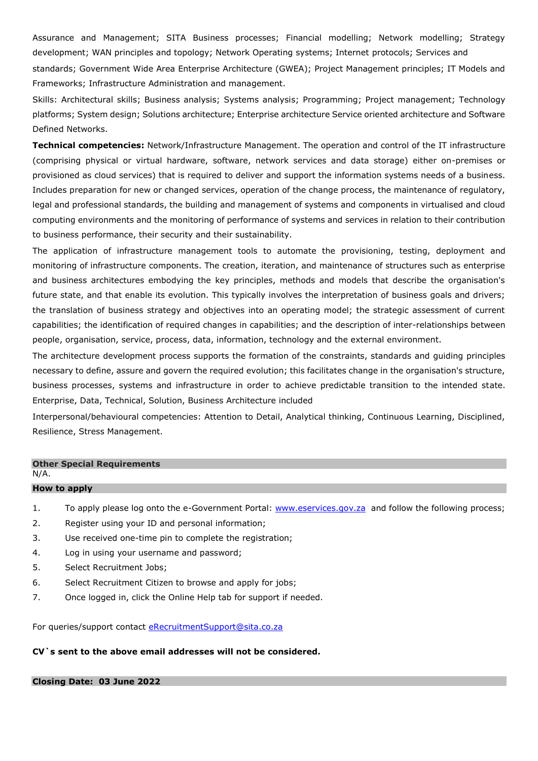Assurance and Management; SITA Business processes; Financial modelling; Network modelling; Strategy development; WAN principles and topology; Network Operating systems; Internet protocols; Services and standards; Government Wide Area Enterprise Architecture (GWEA); Project Management principles; IT Models and Frameworks; Infrastructure Administration and management.

Skills: Architectural skills; Business analysis; Systems analysis; Programming; Project management; Technology platforms; System design; Solutions architecture; Enterprise architecture Service oriented architecture and Software Defined Networks.

**Technical competencies:** Network/Infrastructure Management. The operation and control of the IT infrastructure (comprising physical or virtual hardware, software, network services and data storage) either on-premises or provisioned as cloud services) that is required to deliver and support the information systems needs of a business. Includes preparation for new or changed services, operation of the change process, the maintenance of regulatory, legal and professional standards, the building and management of systems and components in virtualised and cloud computing environments and the monitoring of performance of systems and services in relation to their contribution to business performance, their security and their sustainability.

The application of infrastructure management tools to automate the provisioning, testing, deployment and monitoring of infrastructure components. The creation, iteration, and maintenance of structures such as enterprise and business architectures embodying the key principles, methods and models that describe the organisation's future state, and that enable its evolution. This typically involves the interpretation of business goals and drivers; the translation of business strategy and objectives into an operating model; the strategic assessment of current capabilities; the identification of required changes in capabilities; and the description of inter-relationships between people, organisation, service, process, data, information, technology and the external environment.

The architecture development process supports the formation of the constraints, standards and guiding principles necessary to define, assure and govern the required evolution; this facilitates change in the organisation's structure, business processes, systems and infrastructure in order to achieve predictable transition to the intended state. Enterprise, Data, Technical, Solution, Business Architecture included

Interpersonal/behavioural competencies: Attention to Detail, Analytical thinking, Continuous Learning, Disciplined, Resilience, Stress Management.

**Other Special Requirements**

N/A.

**How to apply**

1. To apply please log onto the e-Government Portal: www.eservices.gov.za and follow the following process;
2. Register using your ID and personal information;
3. Use received one-time pin to complete the registration;
4. Log in using your username and password;
5. Select Recruitment Jobs;
6. Select Recruitment Citizen to browse and apply for jobs;
7. Once logged in, click the Online Help tab for support if needed.

For queries/support contact eRecruitmentSupport@sita.co.za

**CV`s sent to the above email addresses will not be considered.**

**Closing Date: 03 June 2022**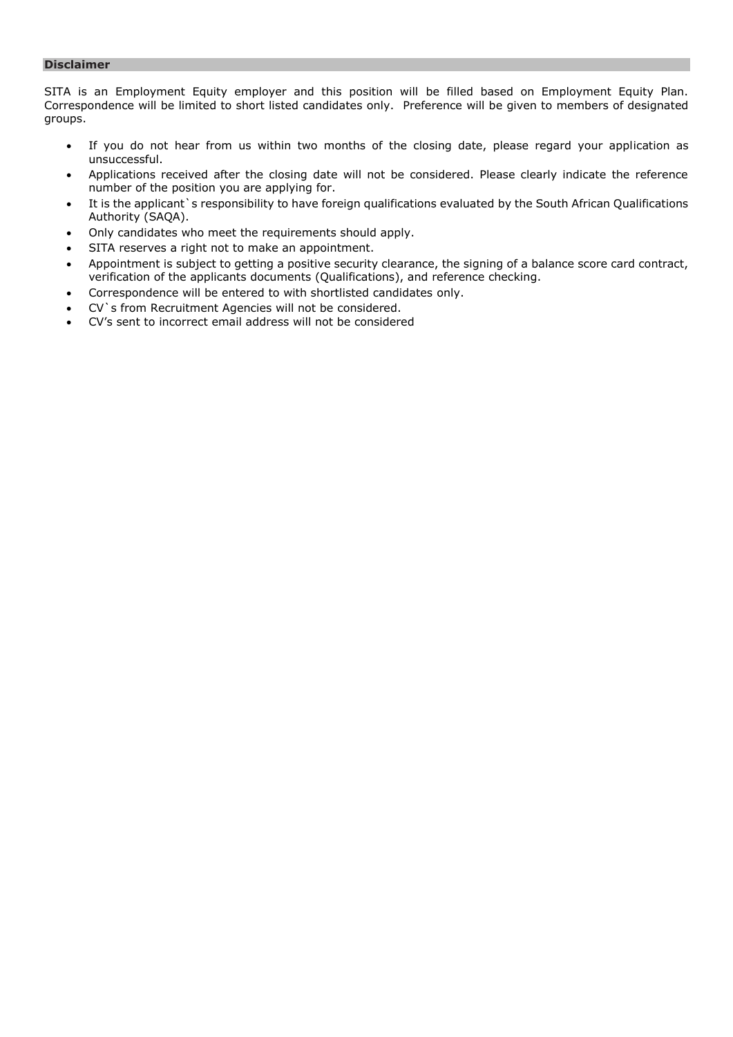## Disclaimer

SITA is an Employment Equity employer and this position will be filled based on Employment Equity Plan. Correspondence will be limited to short listed candidates only. Preference will be given to members of designated groups.

- If you do not hear from us within two months of the closing date, please regard your application as unsuccessful.
- Applications received after the closing date will not be considered. Please clearly indicate the reference number of the position you are applying for.
- It is the applicant`s responsibility to have foreign qualifications evaluated by the South African Qualifications Authority (SAQA).
- Only candidates who meet the requirements should apply.
- SITA reserves a right not to make an appointment.
- Appointment is subject to getting a positive security clearance, the signing of a balance score card contract, verification of the applicants documents (Qualifications), and reference checking.
- Correspondence will be entered to with shortlisted candidates only.
- CV`s from Recruitment Agencies will not be considered.
- CV's sent to incorrect email address will not be considered